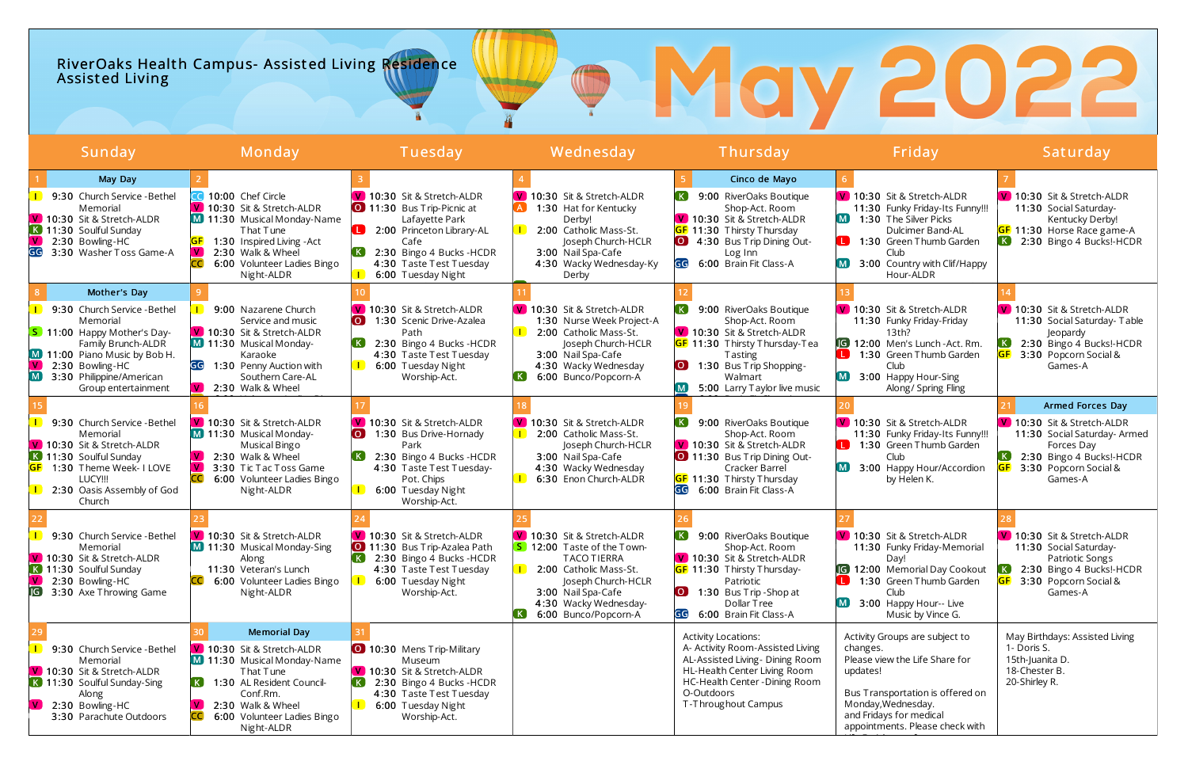# RiverOaks Health Campus- Assisted Living Residence Assisted Living

# May 2022

| Sunday | Monday | Tuesday | Wednesday | Thursday | Friday | Saturday |
|---|---|---|---|---|---|---|
| **1 — May Day**<br>I 9:30 Church Service -Bethel Memorial<br>V 10:30 Sit & Stretch-ALDR<br>K 11:30 Soulful Sunday<br>V 2:30 Bowling-HC<br>GG 3:30 Washer Toss Game-A | **2**<br>CC 10:00 Chef Circle<br>V 10:30 Sit & Stretch-ALDR<br>M 11:30 Musical Monday-Name That Tune<br>GF 1:30 Inspired Living -Act<br>V 2:30 Walk & Wheel<br>CC 6:00 Volunteer Ladies Bingo Night-ALDR | **3**<br>V 10:30 Sit & Stretch-ALDR<br>O 11:30 Bus Trip-Picnic at Lafayette Park<br>L 2:00 Princeton Library-AL Cafe<br>K 2:30 Bingo 4 Bucks -HCDR<br>4:30 Taste Test Tuesday<br>I 6:00 Tuesday Night | **4**<br>V 10:30 Sit & Stretch-ALDR<br>A 1:30 Hat for Kentucky Derby!<br>I 2:00 Catholic Mass-St. Joseph Church-HCLR<br>3:00 Nail Spa-Cafe<br>4:30 Wacky Wednesday-Ky Derby | **5 — Cinco de Mayo**<br>K 9:00 RiverOaks Boutique Shop-Act. Room<br>V 10:30 Sit & Stretch-ALDR<br>GF 11:30 Thirsty Thursday<br>O 4:30 Bus Trip Dining Out-Log Inn<br>GG 6:00 Brain Fit Class-A | **6**<br>V 10:30 Sit & Stretch-ALDR<br>11:30 Funky Friday-Its Funny!!!<br>M 1:30 The Silver Picks Dulcimer Band-AL<br>L 1:30 Green Thumb Garden Club<br>M 3:00 Country with Clif/Happy Hour-ALDR | **7**<br>V 10:30 Sit & Stretch-ALDR<br>11:30 Social Saturday-Kentucky Derby!<br>GF 11:30 Horse Race game-A<br>K 2:30 Bingo 4 Bucks!-HCDR |
| **8 — Mother's Day**<br>I 9:30 Church Service -Bethel Memorial<br>S 11:00 Happy Mother's Day-Family Brunch-ALDR<br>M 11:00 Piano Music by Bob H.<br>V 2:30 Bowling-HC<br>M 3:30 Philippine/American Group entertainment | **9**<br>I 9:00 Nazarene Church Service and music<br>V 10:30 Sit & Stretch-ALDR<br>M 11:30 Musical Monday-Karaoke<br>GG 1:30 Penny Auction with Southern Care-AL<br>V 2:30 Walk & Wheel | **10**<br>V 10:30 Sit & Stretch-ALDR<br>O 1:30 Scenic Drive-Azalea Path<br>K 2:30 Bingo 4 Bucks -HCDR<br>4:30 Taste Test Tuesday<br>I 6:00 Tuesday Night Worship-Act. | **11**<br>V 10:30 Sit & Stretch-ALDR<br>1:30 Nurse Week Project-A<br>I 2:00 Catholic Mass-St. Joseph Church-HCLR<br>3:00 Nail Spa-Cafe<br>4:30 Wacky Wednesday<br>K 6:00 Bunco/Popcorn-A | **12**<br>K 9:00 RiverOaks Boutique Shop-Act. Room<br>V 10:30 Sit & Stretch-ALDR<br>GF 11:30 Thirsty Thursday-Tea Tasting<br>O 1:30 Bus Trip Shopping-Walmart<br>M 5:00 Larry Taylor live music | **13**<br>V 10:30 Sit & Stretch-ALDR<br>11:30 Funky Friday-Friday 13th?<br>JG 12:00 Men's Lunch -Act. Rm.<br>L 1:30 Green Thumb Garden Club<br>M 3:00 Happy Hour-Sing Along/ Spring Fling | **14**<br>V 10:30 Sit & Stretch-ALDR<br>11:30 Social Saturday- Table Jeopardy<br>K 2:30 Bingo 4 Bucks!-HCDR<br>GF 3:30 Popcorn Social & Games-A |
| **15**<br>I 9:30 Church Service -Bethel Memorial<br>V 10:30 Sit & Stretch-ALDR<br>K 11:30 Soulful Sunday<br>GF 1:30 Theme Week- I LOVE LUCY!!!<br>I 2:30 Oasis Assembly of God Church | **16**<br>V 10:30 Sit & Stretch-ALDR<br>M 11:30 Musical Monday-Musical Bingo<br>V 2:30 Walk & Wheel<br>V 3:30 Tic Tac Toss Game<br>CC 6:00 Volunteer Ladies Bingo Night-ALDR | **17**<br>V 10:30 Sit & Stretch-ALDR<br>O 1:30 Bus Drive-Hornady Park<br>K 2:30 Bingo 4 Bucks -HCDR<br>4:30 Taste Test Tuesday-Pot. Chips<br>I 6:00 Tuesday Night Worship-Act. | **18**<br>V 10:30 Sit & Stretch-ALDR<br>I 2:00 Catholic Mass-St. Joseph Church-HCLR<br>3:00 Nail Spa-Cafe<br>4:30 Wacky Wednesday<br>I 6:30 Enon Church-ALDR | **19**<br>K 9:00 RiverOaks Boutique Shop-Act. Room<br>V 10:30 Sit & Stretch-ALDR<br>O 11:30 Bus Trip Dining Out-Cracker Barrel<br>GF 11:30 Thirsty Thursday<br>GG 6:00 Brain Fit Class-A | **20**<br>V 10:30 Sit & Stretch-ALDR<br>11:30 Funky Friday-Its Funny!!!<br>L 1:30 Green Thumb Garden Club<br>M 3:00 Happy Hour/Accordion by Helen K. | **21 — Armed Forces Day**<br>V 10:30 Sit & Stretch-ALDR<br>11:30 Social Saturday- Armed Forces Day<br>K 2:30 Bingo 4 Bucks!-HCDR<br>GF 3:30 Popcorn Social & Games-A |
| **22**<br>I 9:30 Church Service -Bethel Memorial<br>V 10:30 Sit & Stretch-ALDR<br>K 11:30 Soulful Sunday<br>V 2:30 Bowling-HC<br>JG 3:30 Axe Throwing Game | **23**<br>V 10:30 Sit & Stretch-ALDR<br>M 11:30 Musical Monday-Sing Along<br>11:30 Veteran's Lunch<br>CC 6:00 Volunteer Ladies Bingo Night-ALDR | **24**<br>V 10:30 Sit & Stretch-ALDR<br>O 11:30 Bus Trip-Azalea Path<br>K 2:30 Bingo 4 Bucks -HCDR<br>4:30 Taste Test Tuesday<br>I 6:00 Tuesday Night Worship-Act. | **25**<br>V 10:30 Sit & Stretch-ALDR<br>S 12:00 Taste of the Town-TACO TIERRA<br>I 2:00 Catholic Mass-St. Joseph Church-HCLR<br>3:00 Nail Spa-Cafe<br>4:30 Wacky Wednesday-Monopoly<br>K 6:00 Bunco/Popcorn-A | **26**<br>K 9:00 RiverOaks Boutique Shop-Act. Room<br>V 10:30 Sit & Stretch-ALDR<br>GF 11:30 Thirsty Thursday-Patriotic<br>O 1:30 Bus Trip -Shop at Dollar Tree<br>GG 6:00 Brain Fit Class-A | **27**<br>V 10:30 Sit & Stretch-ALDR<br>11:30 Funky Friday-Memorial Day!<br>JG 12:00 Memorial Day Cookout<br>L 1:30 Green Thumb Garden Club<br>M 3:00 Happy Hour-- Live Music by Vince G. | **28**<br>V 10:30 Sit & Stretch-ALDR<br>11:30 Social Saturday-Patriotic Songs<br>K 2:30 Bingo 4 Bucks!-HCDR<br>GF 3:30 Popcorn Social & Games-A |
| **29**<br>I 9:30 Church Service -Bethel Memorial<br>V 10:30 Sit & Stretch-ALDR<br>K 11:30 Soulful Sunday-Sing Along<br>V 2:30 Bowling-HC<br>3:30 Parachute Outdoors | **30 — Memorial Day**<br>V 10:30 Sit & Stretch-ALDR<br>M 11:30 Musical Monday-Name That Tune<br>K 1:30 AL Resident Council-Conf.Rm.<br>V 2:30 Walk & Wheel<br>CC 6:00 Volunteer Ladies Bingo Night-ALDR | **31**<br>O 10:30 Mens Trip-Military Museum<br>V 10:30 Sit & Stretch-ALDR<br>K 2:30 Bingo 4 Bucks -HCDR<br>4:30 Taste Test Tuesday<br>I 6:00 Tuesday Night Worship-Act. | | Activity Locations:<br>A- Activity Room-Assisted Living<br>AL-Assisted Living- Dining Room<br>HL-Health Center Living Room<br>HC-Health Center -Dining Room<br>O-Outdoors<br>T-Throughout Campus | Activity Groups are subject to changes.<br>Please view the Life Share for updates!<br><br>Bus Transportation is offered on Monday,Wednesday. and Fridays for medical appointments. Please check with | May Birthdays: Assisted Living<br>1- Doris S.<br>15th-Juanita D.<br>18-Chester B.<br>20-Shirley R. |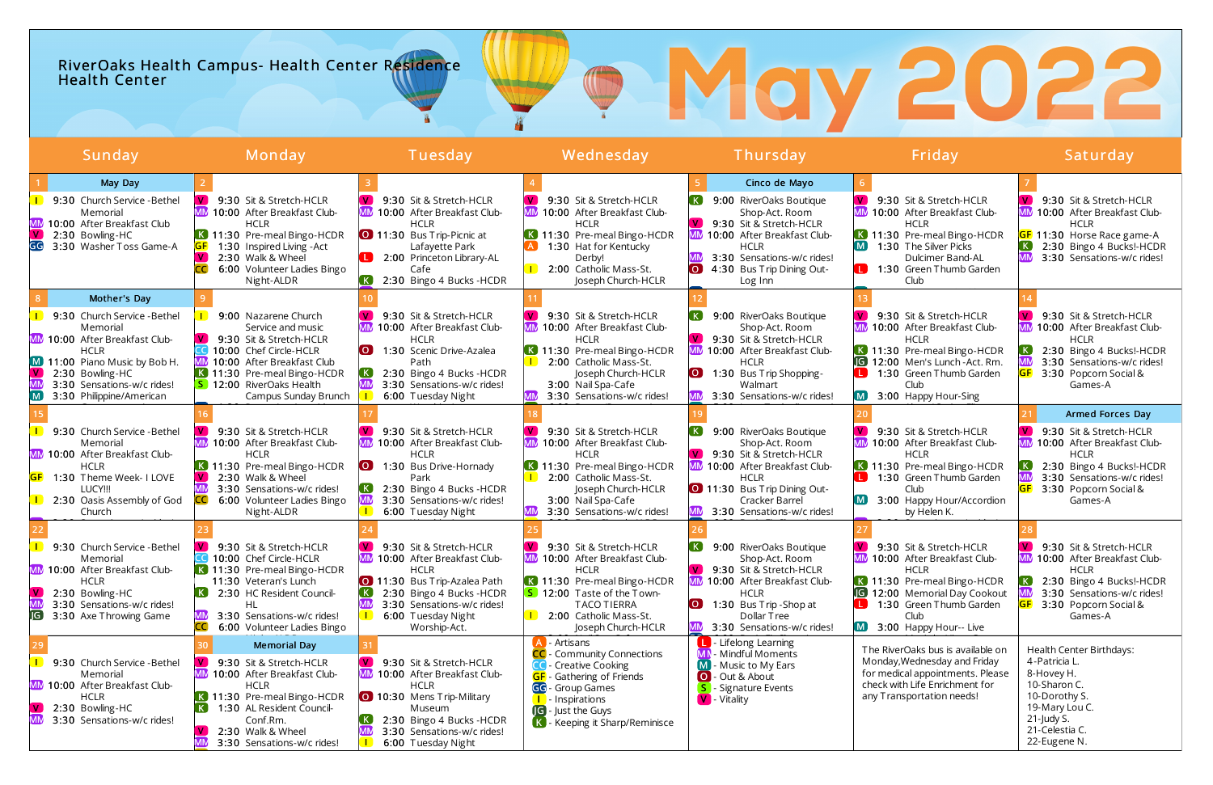# RiverOaks Health Campus- Health Center Residence Health Center

# May 2022

| Sunday | Monday | Tuesday | Wednesday | Thursday | Friday | Saturday |
|---|---|---|---|---|---|---|
| **1** **May Day**<br>I 9:30 Church Service -Bethel Memorial<br>MM 10:00 After Breakfast Club<br>V 2:30 Bowling-HC<br>GG 3:30 Washer Toss Game-A | **2**<br>V 9:30 Sit & Stretch-HCLR<br>MM 10:00 After Breakfast Club-HCLR<br>K 11:30 Pre-meal Bingo-HCDR<br>GF 1:30 Inspired Living -Act<br>V 2:30 Walk & Wheel<br>CC 6:00 Volunteer Ladies Bingo Night-ALDR | **3**<br>V 9:30 Sit & Stretch-HCLR<br>MM 10:00 After Breakfast Club-HCLR<br>O 11:30 Bus Trip-Picnic at Lafayette Park<br>L 2:00 Princeton Library-AL Cafe<br>K 2:30 Bingo 4 Bucks -HCDR | **4**<br>V 9:30 Sit & Stretch-HCLR<br>MM 10:00 After Breakfast Club-HCLR<br>K 11:30 Pre-meal Bingo-HCDR<br>A 1:30 Hat for Kentucky Derby!<br>I 2:00 Catholic Mass-St. Joseph Church-HCLR | **5** **Cinco de Mayo**<br>K 9:00 RiverOaks Boutique Shop-Act. Room<br>V 9:30 Sit & Stretch-HCLR<br>MM 10:00 After Breakfast Club-HCLR<br>MM 3:30 Sensations-w/c rides!<br>O 4:30 Bus Trip Dining Out-Log Inn | **6**<br>V 9:30 Sit & Stretch-HCLR<br>MM 10:00 After Breakfast Club-HCLR<br>K 11:30 Pre-meal Bingo-HCDR<br>M 1:30 The Silver Picks Dulcimer Band-AL<br>L 1:30 Green Thumb Garden Club | **7**<br>V 9:30 Sit & Stretch-HCLR<br>MM 10:00 After Breakfast Club-HCLR<br>GF 11:30 Horse Race game-A<br>K 2:30 Bingo 4 Bucks!-HCDR<br>MM 3:30 Sensations-w/c rides! |
| **8** **Mother's Day**<br>I 9:30 Church Service -Bethel Memorial<br>MM 10:00 After Breakfast Club-HCLR<br>M 11:00 Piano Music by Bob H.<br>V 2:30 Bowling-HC<br>MM 3:30 Sensations-w/c rides!<br>M 3:30 Philippine/American | **9**<br>I 9:00 Nazarene Church Service and music<br>V 9:30 Sit & Stretch-HCLR<br>CC 10:00 Chef Circle-HCLR<br>MM 10:00 After Breakfast Club<br>K 11:30 Pre-meal Bingo-HCDR<br>S 12:00 RiverOaks Health Campus Sunday Brunch | **10**<br>V 9:30 Sit & Stretch-HCLR<br>MM 10:00 After Breakfast Club-HCLR<br>O 1:30 Scenic Drive-Azalea Path<br>K 2:30 Bingo 4 Bucks -HCDR<br>MM 3:30 Sensations-w/c rides!<br>I 6:00 Tuesday Night | **11**<br>V 9:30 Sit & Stretch-HCLR<br>MM 10:00 After Breakfast Club-HCLR<br>K 11:30 Pre-meal Bingo-HCDR<br>I 2:00 Catholic Mass-St. Joseph Church-HCLR<br>3:00 Nail Spa-Cafe<br>MM 3:30 Sensations-w/c rides! | **12**<br>K 9:00 RiverOaks Boutique Shop-Act. Room<br>V 9:30 Sit & Stretch-HCLR<br>MM 10:00 After Breakfast Club-HCLR<br>O 1:30 Bus Trip Shopping-Walmart<br>MM 3:30 Sensations-w/c rides! | **13**<br>V 9:30 Sit & Stretch-HCLR<br>MM 10:00 After Breakfast Club-HCLR<br>K 11:30 Pre-meal Bingo-HCDR<br>JG 12:00 Men's Lunch -Act. Rm.<br>L 1:30 Green Thumb Garden Club<br>M 3:00 Happy Hour-Sing | **14**<br>V 9:30 Sit & Stretch-HCLR<br>MM 10:00 After Breakfast Club-HCLR<br>K 2:30 Bingo 4 Bucks!-HCDR<br>MM 3:30 Sensations-w/c rides!<br>GF 3:30 Popcorn Social & Games-A |
| **15**<br>I 9:30 Church Service -Bethel Memorial<br>MM 10:00 After Breakfast Club-HCLR<br>GF 1:30 Theme Week- I LOVE LUCY!!!<br>I 2:30 Oasis Assembly of God Church | **16**<br>V 9:30 Sit & Stretch-HCLR<br>MM 10:00 After Breakfast Club-HCLR<br>K 11:30 Pre-meal Bingo-HCDR<br>V 2:30 Walk & Wheel<br>MM 3:30 Sensations-w/c rides!<br>CC 6:00 Volunteer Ladies Bingo Night-ALDR | **17**<br>V 9:30 Sit & Stretch-HCLR<br>MM 10:00 After Breakfast Club-HCLR<br>O 1:30 Bus Drive-Hornady Park<br>K 2:30 Bingo 4 Bucks -HCDR<br>MM 3:30 Sensations-w/c rides!<br>I 6:00 Tuesday Night | **18**<br>V 9:30 Sit & Stretch-HCLR<br>MM 10:00 After Breakfast Club-HCLR<br>K 11:30 Pre-meal Bingo-HCDR<br>I 2:00 Catholic Mass-St. Joseph Church-HCLR<br>3:00 Nail Spa-Cafe<br>MM 3:30 Sensations-w/c rides! | **19**<br>K 9:00 RiverOaks Boutique Shop-Act. Room<br>V 9:30 Sit & Stretch-HCLR<br>MM 10:00 After Breakfast Club-HCLR<br>O 11:30 Bus Trip Dining Out-Cracker Barrel<br>MM 3:30 Sensations-w/c rides! | **20**<br>V 9:30 Sit & Stretch-HCLR<br>MM 10:00 After Breakfast Club-HCLR<br>K 11:30 Pre-meal Bingo-HCDR<br>L 1:30 Green Thumb Garden Club<br>M 3:00 Happy Hour/Accordion by Helen K. | **21** **Armed Forces Day**<br>V 9:30 Sit & Stretch-HCLR<br>MM 10:00 After Breakfast Club-HCLR<br>K 2:30 Bingo 4 Bucks!-HCDR<br>MM 3:30 Sensations-w/c rides!<br>GF 3:30 Popcorn Social & Games-A |
| **22**<br>I 9:30 Church Service -Bethel Memorial<br>MM 10:00 After Breakfast Club-HCLR<br>V 2:30 Bowling-HC<br>MM 3:30 Sensations-w/c rides!<br>JG 3:30 Axe Throwing Game | **23**<br>V 9:30 Sit & Stretch-HCLR<br>CC 10:00 Chef Circle-HCLR<br>K 11:30 Pre-meal Bingo-HCDR<br>11:30 Veteran's Lunch<br>K 2:30 HC Resident Council-HL<br>MM 3:30 Sensations-w/c rides!<br>CC 6:00 Volunteer Ladies Bingo | **24**<br>V 9:30 Sit & Stretch-HCLR<br>MM 10:00 After Breakfast Club-HCLR<br>O 11:30 Bus Trip-Azalea Path<br>K 2:30 Bingo 4 Bucks -HCDR<br>MM 3:30 Sensations-w/c rides!<br>I 6:00 Tuesday Night Worship-Act. | **25**<br>V 9:30 Sit & Stretch-HCLR<br>MM 10:00 After Breakfast Club-HCLR<br>K 11:30 Pre-meal Bingo-HCDR<br>S 12:00 Taste of the Town-TACO TIERRA<br>I 2:00 Catholic Mass-St. Joseph Church-HCLR | **26**<br>K 9:00 RiverOaks Boutique Shop-Act. Room<br>V 9:30 Sit & Stretch-HCLR<br>MM 10:00 After Breakfast Club-HCLR<br>O 1:30 Bus Trip -Shop at Dollar Tree<br>MM 3:30 Sensations-w/c rides! | **27**<br>V 9:30 Sit & Stretch-HCLR<br>MM 10:00 After Breakfast Club-HCLR<br>K 11:30 Pre-meal Bingo-HCDR<br>JG 12:00 Memorial Day Cookout<br>L 1:30 Green Thumb Garden Club<br>M 3:00 Happy Hour-- Live | **28**<br>V 9:30 Sit & Stretch-HCLR<br>MM 10:00 After Breakfast Club-HCLR<br>K 2:30 Bingo 4 Bucks!-HCDR<br>MM 3:30 Sensations-w/c rides!<br>GF 3:30 Popcorn Social & Games-A |
| **29**<br>I 9:30 Church Service -Bethel Memorial<br>MM 10:00 After Breakfast Club-HCLR<br>V 2:30 Bowling-HC<br>MM 3:30 Sensations-w/c rides! | **30** **Memorial Day**<br>V 9:30 Sit & Stretch-HCLR<br>MM 10:00 After Breakfast Club-HCLR<br>K 11:30 Pre-meal Bingo-HCDR<br>K 1:30 AL Resident Council-Conf.Rm.<br>V 2:30 Walk & Wheel<br>MM 3:30 Sensations-w/c rides! | **31**<br>V 9:30 Sit & Stretch-HCLR<br>MM 10:00 After Breakfast Club-HCLR<br>O 10:30 Mens Trip-Military Museum<br>K 2:30 Bingo 4 Bucks -HCDR<br>MM 3:30 Sensations-w/c rides!<br>I 6:00 Tuesday Night | A - Artisans<br>CC - Community Connections<br>CC - Creative Cooking<br>GF - Gathering of Friends<br>GG - Group Games<br>I - Inspirations<br>JG - Just the Guys<br>K - Keeping it Sharp/Reminisce | L - Lifelong Learning<br>MM - Mindful Moments<br>M - Music to My Ears<br>O - Out & About<br>S - Signature Events<br>V - Vitality | The RiverOaks bus is available on Monday,Wednesday and Friday for medical appointments. Please check with Life Enrichment for any Transportation needs! | Health Center Birthdays:<br>4-Patricia L.<br>8-Hovey H.<br>10-Sharon C.<br>10-Dorothy S.<br>19-Mary Lou C.<br>21-Judy S.<br>21-Celestia C.<br>22-Eugene N. |